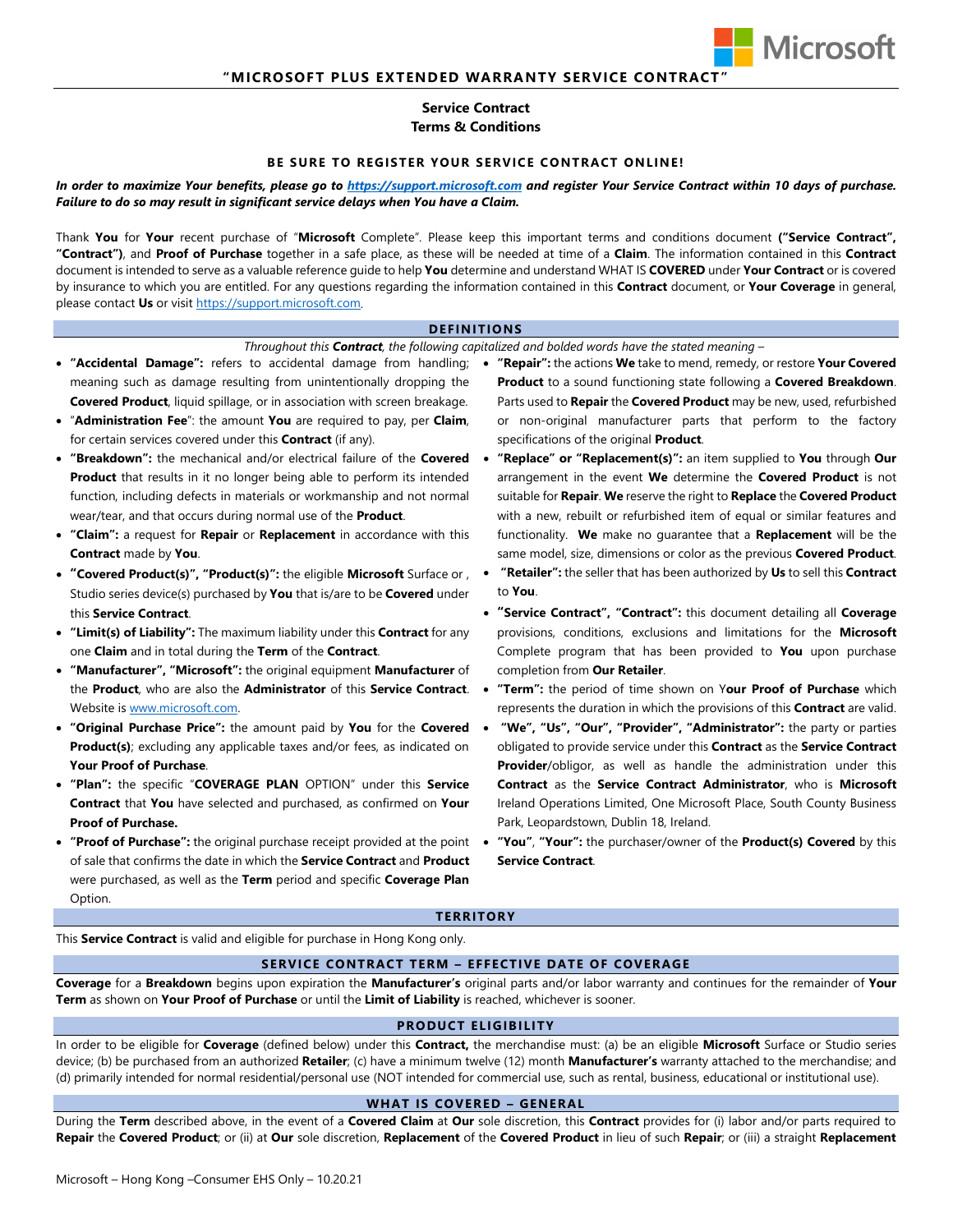# "MICROSOFT PLUS EXTENDED WARRANTY SERVICE CONTRACT"

## Service Contract
## Terms & Conditions

**BE SURE TO REGISTER YOUR SERVICE CONTRACT ONLINE!**

***In order to maximize Your benefits, please go to [https://support.microsoft.com](https://support.microsoft.com) and register Your Service Contract within 10 days of purchase. Failure to do so may result in significant service delays when You have a Claim.***

Thank **You** for **Your** recent purchase of "**Microsoft** Complete". Please keep this important terms and conditions document **("Service Contract", "Contract")**, and **Proof of Purchase** together in a safe place, as these will be needed at time of a **Claim**. The information contained in this **Contract** document is intended to serve as a valuable reference guide to help **You** determine and understand WHAT IS **COVERED** under **Your Contract** or is covered by insurance to which you are entitled. For any questions regarding the information contained in this **Contract** document, or **Your Coverage** in general, please contact **Us** or visit [https://support.microsoft.com](https://support.microsoft.com).

### DEFINITIONS

*Throughout this **Contract**, the following capitalized and bolded words have the stated meaning –*

- **"Accidental Damage":** refers to accidental damage from handling; meaning such as damage resulting from unintentionally dropping the **Covered Product**, liquid spillage, or in association with screen breakage.
- "**Administration Fee**": the amount **You** are required to pay, per **Claim**, for certain services covered under this **Contract** (if any).
- **"Breakdown":** the mechanical and/or electrical failure of the **Covered Product** that results in it no longer being able to perform its intended function, including defects in materials or workmanship and not normal wear/tear, and that occurs during normal use of the **Product**.
- **"Claim":** a request for **Repair** or **Replacement** in accordance with this **Contract** made by **You**.
- **"Covered Product(s)", "Product(s)":** the eligible **Microsoft** Surface or , Studio series device(s) purchased by **You** that is/are to be **Covered** under this **Service Contract**.
- **"Limit(s) of Liability":** The maximum liability under this **Contract** for any one **Claim** and in total during the **Term** of the **Contract**.
- **"Manufacturer", "Microsoft":** the original equipment **Manufacturer** of the **Product**, who are also the **Administrator** of this **Service Contract**. Website is [www.microsoft.com](http://www.microsoft.com).
- **"Original Purchase Price":** the amount paid by **You** for the **Covered Product(s)**; excluding any applicable taxes and/or fees, as indicated on **Your Proof of Purchase**.
- **"Plan":** the specific "**COVERAGE PLAN** OPTION" under this **Service Contract** that **You** have selected and purchased, as confirmed on **Your Proof of Purchase.**
- **"Proof of Purchase":** the original purchase receipt provided at the point of sale that confirms the date in which the **Service Contract** and **Product** were purchased, as well as the **Term** period and specific **Coverage Plan** Option.
- **"Repair":** the actions **We** take to mend, remedy, or restore **Your Covered Product** to a sound functioning state following a **Covered Breakdown**. Parts used to **Repair** the **Covered Product** may be new, used, refurbished or non-original manufacturer parts that perform to the factory specifications of the original **Product**.
- **"Replace" or "Replacement(s)":** an item supplied to **You** through **Our** arrangement in the event **We** determine the **Covered Product** is not suitable for **Repair**. **We** reserve the right to **Replace** the **Covered Product** with a new, rebuilt or refurbished item of equal or similar features and functionality. **We** make no guarantee that a **Replacement** will be the same model, size, dimensions or color as the previous **Covered Product**.
- **"Retailer":** the seller that has been authorized by **Us** to sell this **Contract** to **You**.
- **"Service Contract", "Contract":** this document detailing all **Coverage** provisions, conditions, exclusions and limitations for the **Microsoft** Complete program that has been provided to **You** upon purchase completion from **Our Retailer**.
- **"Term":** the period of time shown on Y**our Proof of Purchase** which represents the duration in which the provisions of this **Contract** are valid.
- **"We", "Us", "Our", "Provider", "Administrator":** the party or parties obligated to provide service under this **Contract** as the **Service Contract Provider**/obligor, as well as handle the administration under this **Contract** as the **Service Contract Administrator**, who is **Microsoft** Ireland Operations Limited, One Microsoft Place, South County Business Park, Leopardstown, Dublin 18, Ireland.
- **"You", "Your":** the purchaser/owner of the **Product(s) Covered** by this **Service Contract**.

### TERRITORY

This **Service Contract** is valid and eligible for purchase in Hong Kong only.

### SERVICE CONTRACT TERM – EFFECTIVE DATE OF COVERAGE

**Coverage** for a **Breakdown** begins upon expiration the **Manufacturer's** original parts and/or labor warranty and continues for the remainder of **Your Term** as shown on **Your Proof of Purchase** or until the **Limit of Liability** is reached, whichever is sooner.

### PRODUCT ELIGIBILITY

In order to be eligible for **Coverage** (defined below) under this **Contract,** the merchandise must: (a) be an eligible **Microsoft** Surface or Studio series device; (b) be purchased from an authorized **Retailer**; (c) have a minimum twelve (12) month **Manufacturer's** warranty attached to the merchandise; and (d) primarily intended for normal residential/personal use (NOT intended for commercial use, such as rental, business, educational or institutional use).

### WHAT IS COVERED – GENERAL

During the **Term** described above, in the event of a **Covered Claim** at **Our** sole discretion, this **Contract** provides for (i) labor and/or parts required to **Repair** the **Covered Product**; or (ii) at **Our** sole discretion, **Replacement** of the **Covered Product** in lieu of such **Repair**; or (iii) a straight **Replacement**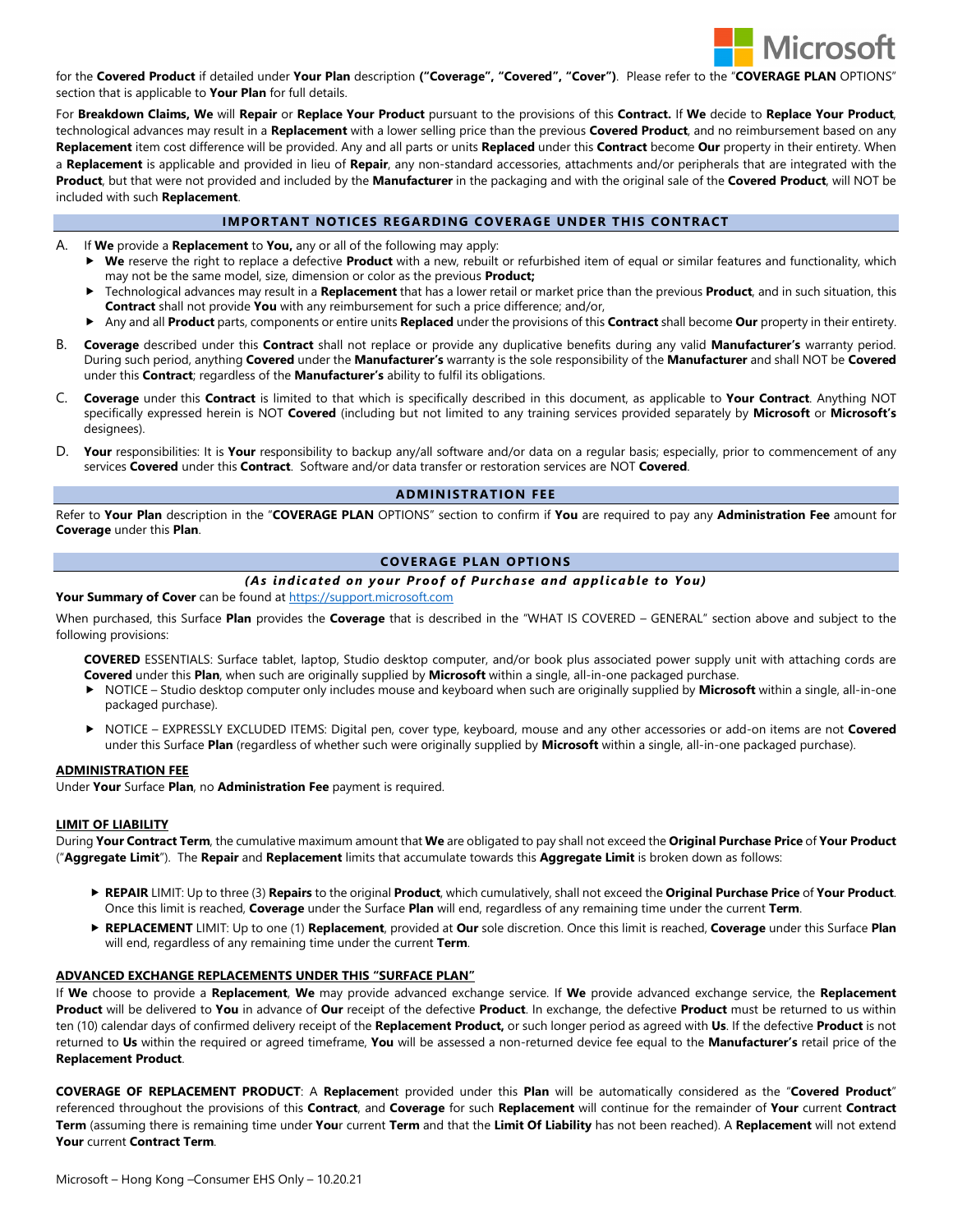for the **Covered Product** if detailed under **Your Plan** description **("Coverage", "Covered", "Cover")**. Please refer to the "**COVERAGE PLAN** OPTIONS" section that is applicable to **Your Plan** for full details.

For **Breakdown Claims, We** will **Repair** or **Replace Your Product** pursuant to the provisions of this **Contract.** If **We** decide to **Replace Your Product**, technological advances may result in a **Replacement** with a lower selling price than the previous **Covered Product**, and no reimbursement based on any **Replacement** item cost difference will be provided. Any and all parts or units **Replaced** under this **Contract** become **Our** property in their entirety. When a **Replacement** is applicable and provided in lieu of **Repair**, any non-standard accessories, attachments and/or peripherals that are integrated with the **Product**, but that were not provided and included by the **Manufacturer** in the packaging and with the original sale of the **Covered Product**, will NOT be included with such **Replacement**.

## IMPORTANT NOTICES REGARDING COVERAGE UNDER THIS CONTRACT

A. If **We** provide a **Replacement** to **You,** any or all of the following may apply:
   - **We** reserve the right to replace a defective **Product** with a new, rebuilt or refurbished item of equal or similar features and functionality, which may not be the same model, size, dimension or color as the previous **Product;**
   - Technological advances may result in a **Replacement** that has a lower retail or market price than the previous **Product**, and in such situation, this **Contract** shall not provide **You** with any reimbursement for such a price difference; and/or,
   - Any and all **Product** parts, components or entire units **Replaced** under the provisions of this **Contract** shall become **Our** property in their entirety.

B. **Coverage** described under this **Contract** shall not replace or provide any duplicative benefits during any valid **Manufacturer's** warranty period. During such period, anything **Covered** under the **Manufacturer's** warranty is the sole responsibility of the **Manufacturer** and shall NOT be **Covered** under this **Contract**; regardless of the **Manufacturer's** ability to fulfil its obligations.

C. **Coverage** under this **Contract** is limited to that which is specifically described in this document, as applicable to **Your Contract**. Anything NOT specifically expressed herein is NOT **Covered** (including but not limited to any training services provided separately by **Microsoft** or **Microsoft's** designees).

D. **Your** responsibilities: It is **Your** responsibility to backup any/all software and/or data on a regular basis; especially, prior to commencement of any services **Covered** under this **Contract**. Software and/or data transfer or restoration services are NOT **Covered**.

## ADMINISTRATION FEE

Refer to **Your Plan** description in the "**COVERAGE PLAN** OPTIONS" section to confirm if **You** are required to pay any **Administration Fee** amount for **Coverage** under this **Plan**.

## COVERAGE PLAN OPTIONS

***(As indicated on your Proof of Purchase and applicable to You)***

**Your Summary of Cover** can be found at https://support.microsoft.com

When purchased, this Surface **Plan** provides the **Coverage** that is described in the "WHAT IS COVERED – GENERAL" section above and subject to the following provisions:

**COVERED** ESSENTIALS: Surface tablet, laptop, Studio desktop computer, and/or book plus associated power supply unit with attaching cords are **Covered** under this **Plan**, when such are originally supplied by **Microsoft** within a single, all-in-one packaged purchase.

- NOTICE – Studio desktop computer only includes mouse and keyboard when such are originally supplied by **Microsoft** within a single, all-in-one packaged purchase).
- NOTICE – EXPRESSLY EXCLUDED ITEMS: Digital pen, cover type, keyboard, mouse and any other accessories or add-on items are not **Covered** under this Surface **Plan** (regardless of whether such were originally supplied by **Microsoft** within a single, all-in-one packaged purchase).

### ADMINISTRATION FEE

Under **Your** Surface **Plan**, no **Administration Fee** payment is required.

### LIMIT OF LIABILITY

During **Your Contract Term**, the cumulative maximum amount that **We** are obligated to pay shall not exceed the **Original Purchase Price** of **Your Product** ("**Aggregate Limit**"). The **Repair** and **Replacement** limits that accumulate towards this **Aggregate Limit** is broken down as follows:

- **REPAIR** LIMIT: Up to three (3) **Repairs** to the original **Product**, which cumulatively, shall not exceed the **Original Purchase Price** of **Your Product**. Once this limit is reached, **Coverage** under the Surface **Plan** will end, regardless of any remaining time under the current **Term**.
- **REPLACEMENT** LIMIT: Up to one (1) **Replacement**, provided at **Our** sole discretion. Once this limit is reached, **Coverage** under this Surface **Plan** will end, regardless of any remaining time under the current **Term**.

### ADVANCED EXCHANGE REPLACEMENTS UNDER THIS "SURFACE PLAN"

If **We** choose to provide a **Replacement**, **We** may provide advanced exchange service. If **We** provide advanced exchange service, the **Replacement Product** will be delivered to **You** in advance of **Our** receipt of the defective **Product**. In exchange, the defective **Product** must be returned to us within ten (10) calendar days of confirmed delivery receipt of the **Replacement Product,** or such longer period as agreed with **Us**. If the defective **Product** is not returned to **Us** within the required or agreed timeframe, **You** will be assessed a non-returned device fee equal to the **Manufacturer's** retail price of the **Replacement Product**.

**COVERAGE OF REPLACEMENT PRODUCT**: A **Replacement** provided under this **Plan** will be automatically considered as the "**Covered Product**" referenced throughout the provisions of this **Contract**, and **Coverage** for such **Replacement** will continue for the remainder of **Your** current **Contract Term** (assuming there is remaining time under **Your** current **Term** and that the **Limit Of Liability** has not been reached). A **Replacement** will not extend **Your** current **Contract Term**.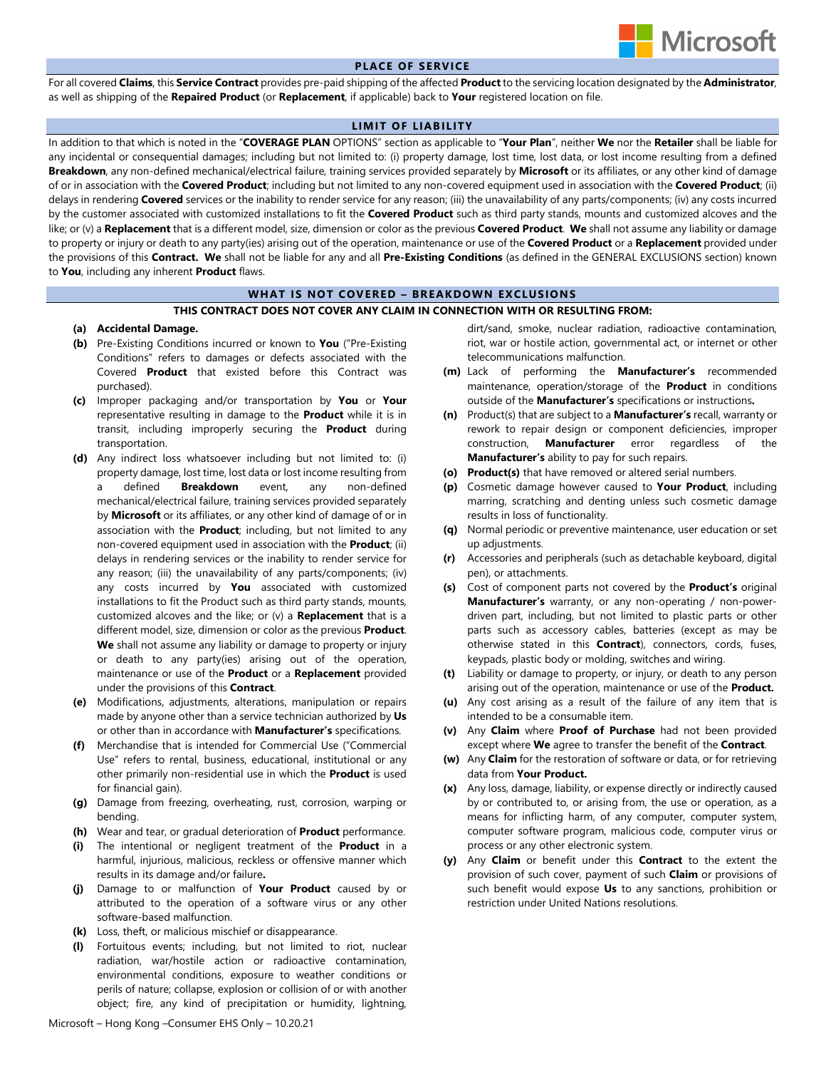## PLACE OF SERVICE

For all covered **Claims**, this **Service Contract** provides pre-paid shipping of the affected **Product** to the servicing location designated by the **Administrator**, as well as shipping of the **Repaired Product** (or **Replacement**, if applicable) back to **Your** registered location on file.

## LIMIT OF LIABILITY

In addition to that which is noted in the "**COVERAGE PLAN** OPTIONS" section as applicable to "**Your Plan**", neither **We** nor the **Retailer** shall be liable for any incidental or consequential damages; including but not limited to: (i) property damage, lost time, lost data, or lost income resulting from a defined **Breakdown**, any non-defined mechanical/electrical failure, training services provided separately by **Microsoft** or its affiliates, or any other kind of damage of or in association with the **Covered Product**; including but not limited to any non-covered equipment used in association with the **Covered Product**; (ii) delays in rendering **Covered** services or the inability to render service for any reason; (iii) the unavailability of any parts/components; (iv) any costs incurred by the customer associated with customized installations to fit the **Covered Product** such as third party stands, mounts and customized alcoves and the like; or (v) a **Replacement** that is a different model, size, dimension or color as the previous **Covered Product**. **We** shall not assume any liability or damage to property or injury or death to any party(ies) arising out of the operation, maintenance or use of the **Covered Product** or a **Replacement** provided under the provisions of this **Contract.** **We** shall not be liable for any and all **Pre-Existing Conditions** (as defined in the GENERAL EXCLUSIONS section) known to **You**, including any inherent **Product** flaws.

## WHAT IS NOT COVERED – BREAKDOWN EXCLUSIONS

**THIS CONTRACT DOES NOT COVER ANY CLAIM IN CONNECTION WITH OR RESULTING FROM:**

- **(a) Accidental Damage.**
- **(b)** Pre-Existing Conditions incurred or known to **You** ("Pre-Existing Conditions" refers to damages or defects associated with the Covered **Product** that existed before this Contract was purchased).
- **(c)** Improper packaging and/or transportation by **You** or **Your** representative resulting in damage to the **Product** while it is in transit, including improperly securing the **Product** during transportation.
- **(d)** Any indirect loss whatsoever including but not limited to: (i) property damage, lost time, lost data or lost income resulting from a defined **Breakdown** event, any non-defined mechanical/electrical failure, training services provided separately by **Microsoft** or its affiliates, or any other kind of damage of or in association with the **Product**; including, but not limited to any non-covered equipment used in association with the **Product**; (ii) delays in rendering services or the inability to render service for any reason; (iii) the unavailability of any parts/components; (iv) any costs incurred by **You** associated with customized installations to fit the Product such as third party stands, mounts, customized alcoves and the like; or (v) a **Replacement** that is a different model, size, dimension or color as the previous **Product**. **We** shall not assume any liability or damage to property or injury or death to any party(ies) arising out of the operation, maintenance or use of the **Product** or a **Replacement** provided under the provisions of this **Contract**.
- **(e)** Modifications, adjustments, alterations, manipulation or repairs made by anyone other than a service technician authorized by **Us** or other than in accordance with **Manufacturer's** specifications.
- **(f)** Merchandise that is intended for Commercial Use ("Commercial Use" refers to rental, business, educational, institutional or any other primarily non-residential use in which the **Product** is used for financial gain).
- **(g)** Damage from freezing, overheating, rust, corrosion, warping or bending.
- **(h)** Wear and tear, or gradual deterioration of **Product** performance.
- **(i)** The intentional or negligent treatment of the **Product** in a harmful, injurious, malicious, reckless or offensive manner which results in its damage and/or failure**.**
- **(j)** Damage to or malfunction of **Your Product** caused by or attributed to the operation of a software virus or any other software-based malfunction.
- **(k)** Loss, theft, or malicious mischief or disappearance.
- **(l)** Fortuitous events; including, but not limited to riot, nuclear radiation, war/hostile action or radioactive contamination, environmental conditions, exposure to weather conditions or perils of nature; collapse, explosion or collision of or with another object; fire, any kind of precipitation or humidity, lightning, dirt/sand, smoke, nuclear radiation, radioactive contamination, riot, war or hostile action, governmental act, or internet or other telecommunications malfunction.
- **(m)** Lack of performing the **Manufacturer's** recommended maintenance, operation/storage of the **Product** in conditions outside of the **Manufacturer's** specifications or instructions**.**
- **(n)** Product(s) that are subject to a **Manufacturer's** recall, warranty or rework to repair design or component deficiencies, improper construction, **Manufacturer** error regardless of the **Manufacturer's** ability to pay for such repairs.
- **(o) Product(s)** that have removed or altered serial numbers.
- **(p)** Cosmetic damage however caused to **Your Product**, including marring, scratching and denting unless such cosmetic damage results in loss of functionality.
- **(q)** Normal periodic or preventive maintenance, user education or set up adjustments.
- **(r)** Accessories and peripherals (such as detachable keyboard, digital pen), or attachments.
- **(s)** Cost of component parts not covered by the **Product's** original **Manufacturer's** warranty, or any non-operating / non-power-driven part, including, but not limited to plastic parts or other parts such as accessory cables, batteries (except as may be otherwise stated in this **Contract**), connectors, cords, fuses, keypads, plastic body or molding, switches and wiring.
- **(t)** Liability or damage to property, or injury, or death to any person arising out of the operation, maintenance or use of the **Product.**
- **(u)** Any cost arising as a result of the failure of any item that is intended to be a consumable item.
- **(v)** Any **Claim** where **Proof of Purchase** had not been provided except where **We** agree to transfer the benefit of the **Contract**.
- **(w)** Any **Claim** for the restoration of software or data, or for retrieving data from **Your Product.**
- **(x)** Any loss, damage, liability, or expense directly or indirectly caused by or contributed to, or arising from, the use or operation, as a means for inflicting harm, of any computer, computer system, computer software program, malicious code, computer virus or process or any other electronic system.
- **(y)** Any **Claim** or benefit under this **Contract** to the extent the provision of such cover, payment of such **Claim** or provisions of such benefit would expose **Us** to any sanctions, prohibition or restriction under United Nations resolutions.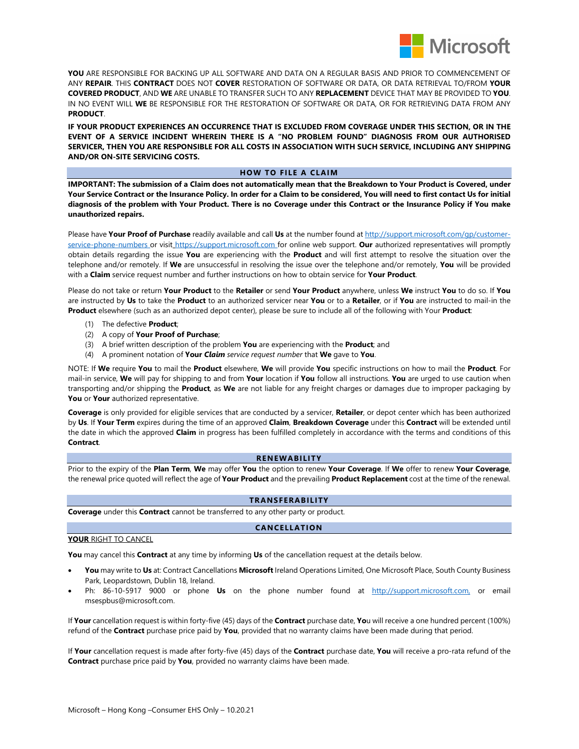**YOU** ARE RESPONSIBLE FOR BACKING UP ALL SOFTWARE AND DATA ON A REGULAR BASIS AND PRIOR TO COMMENCEMENT OF ANY **REPAIR**. THIS **CONTRACT** DOES NOT **COVER** RESTORATION OF SOFTWARE OR DATA, OR DATA RETRIEVAL TO/FROM **YOUR COVERED PRODUCT**, AND **WE** ARE UNABLE TO TRANSFER SUCH TO ANY **REPLACEMENT** DEVICE THAT MAY BE PROVIDED TO **YOU**. IN NO EVENT WILL **WE** BE RESPONSIBLE FOR THE RESTORATION OF SOFTWARE OR DATA, OR FOR RETRIEVING DATA FROM ANY **PRODUCT**.

**IF YOUR PRODUCT EXPERIENCES AN OCCURRENCE THAT IS EXCLUDED FROM COVERAGE UNDER THIS SECTION, OR IN THE EVENT OF A SERVICE INCIDENT WHEREIN THERE IS A "NO PROBLEM FOUND" DIAGNOSIS FROM OUR AUTHORISED SERVICER, THEN YOU ARE RESPONSIBLE FOR ALL COSTS IN ASSOCIATION WITH SUCH SERVICE, INCLUDING ANY SHIPPING AND/OR ON-SITE SERVICING COSTS.**

## HOW TO FILE A CLAIM

**IMPORTANT: The submission of a Claim does not automatically mean that the Breakdown to Your Product is Covered, under Your Service Contract or the Insurance Policy. In order for a Claim to be considered, You will need to first contact Us for initial diagnosis of the problem with Your Product. There is no Coverage under this Contract or the Insurance Policy if You make unauthorized repairs.**

Please have **Your Proof of Purchase** readily available and call **Us** at the number found at http://support.microsoft.com/gp/customer-service-phone-numbers or visit https://support.microsoft.com for online web support. **Our** authorized representatives will promptly obtain details regarding the issue **You** are experiencing with the **Product** and will first attempt to resolve the situation over the telephone and/or remotely. If **We** are unsuccessful in resolving the issue over the telephone and/or remotely, **You** will be provided with a **Claim** service request number and further instructions on how to obtain service for **Your Product**.

Please do not take or return **Your Product** to the **Retailer** or send **Your Product** anywhere, unless **We** instruct **You** to do so. If **You** are instructed by **Us** to take the **Product** to an authorized servicer near **You** or to a **Retailer**, or if **You** are instructed to mail-in the **Product** elsewhere (such as an authorized depot center), please be sure to include all of the following with Your **Product**:

1. The defective **Product**;
2. A copy of **Your Proof of Purchase**;
3. A brief written description of the problem **You** are experiencing with the **Product**; and
4. A prominent notation of **Your *Claim*** *service request number* that **We** gave to **You**.

NOTE: If **We** require **You** to mail the **Product** elsewhere, **We** will provide **You** specific instructions on how to mail the **Product**. For mail-in service, **We** will pay for shipping to and from **Your** location if **You** follow all instructions. **You** are urged to use caution when transporting and/or shipping the **Product**, as **We** are not liable for any freight charges or damages due to improper packaging by **You** or **Your** authorized representative.

**Coverage** is only provided for eligible services that are conducted by a servicer, **Retailer**, or depot center which has been authorized by **Us**. If **Your Term** expires during the time of an approved **Claim**, **Breakdown Coverage** under this **Contract** will be extended until the date in which the approved **Claim** in progress has been fulfilled completely in accordance with the terms and conditions of this **Contract**.

## RENEWABILITY

Prior to the expiry of the **Plan Term**, **We** may offer **You** the option to renew **Your Coverage**. If **We** offer to renew **Your Coverage**, the renewal price quoted will reflect the age of **Your Product** and the prevailing **Product Replacement** cost at the time of the renewal.

## TRANSFERABILITY

**Coverage** under this **Contract** cannot be transferred to any other party or product.

## CANCELLATION

**YOUR** RIGHT TO CANCEL

**You** may cancel this **Contract** at any time by informing **Us** of the cancellation request at the details below.

- **You** may write to **Us** at: Contract Cancellations **Microsoft** Ireland Operations Limited, One Microsoft Place, South County Business Park, Leopardstown, Dublin 18, Ireland.
- Ph: 86-10-5917 9000 or phone **Us** on the phone number found at http://support.microsoft.com, or email msespbus@microsoft.com.

If **Your** cancellation request is within forty-five (45) days of the **Contract** purchase date, **You** will receive a one hundred percent (100%) refund of the **Contract** purchase price paid by **You**, provided that no warranty claims have been made during that period.

If **Your** cancellation request is made after forty-five (45) days of the **Contract** purchase date, **You** will receive a pro-rata refund of the **Contract** purchase price paid by **You**, provided no warranty claims have been made.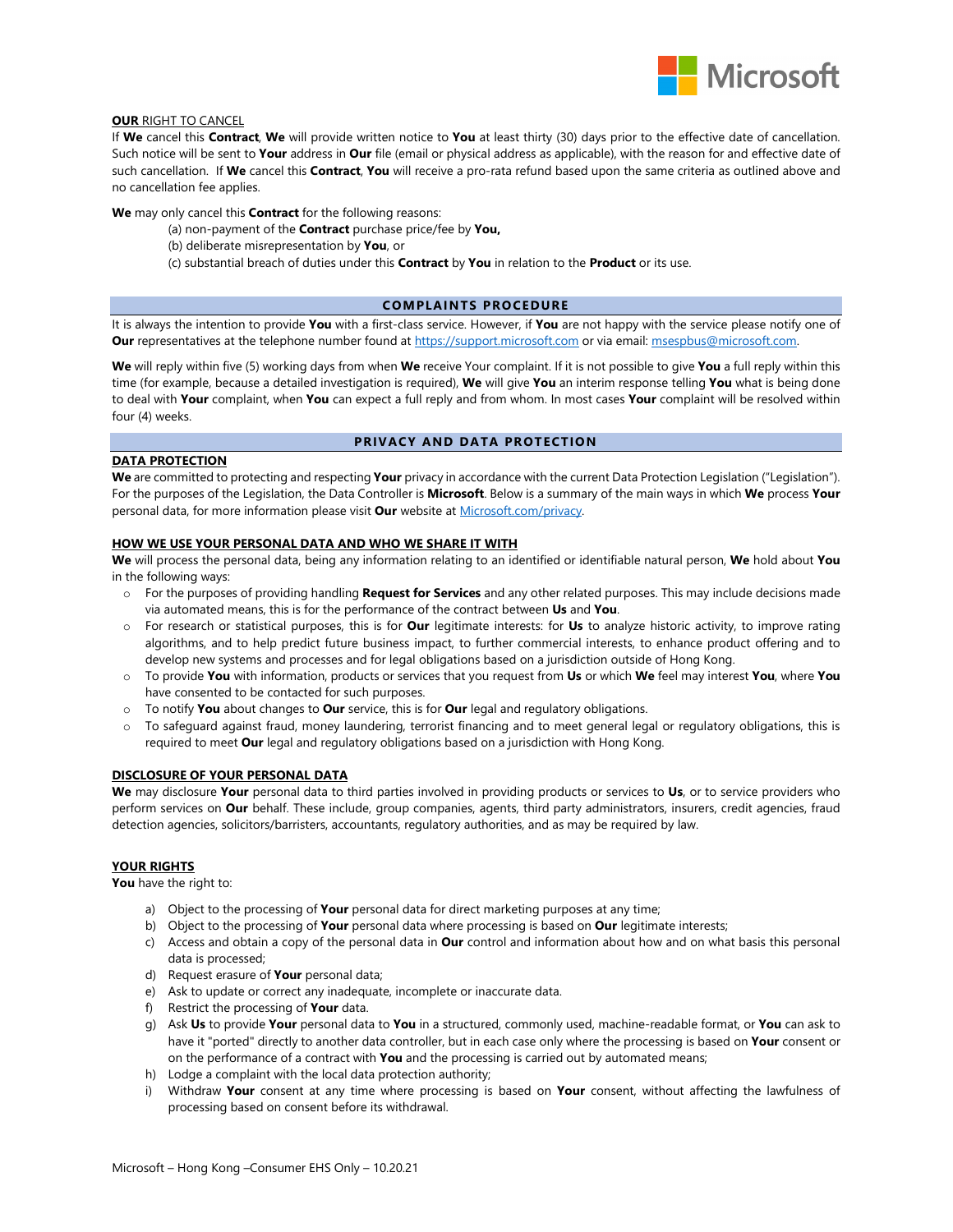**OUR** RIGHT TO CANCEL

If **We** cancel this **Contract**, **We** will provide written notice to **You** at least thirty (30) days prior to the effective date of cancellation. Such notice will be sent to **Your** address in **Our** file (email or physical address as applicable), with the reason for and effective date of such cancellation. If **We** cancel this **Contract**, **You** will receive a pro-rata refund based upon the same criteria as outlined above and no cancellation fee applies.

**We** may only cancel this **Contract** for the following reasons:

(a) non-payment of the **Contract** purchase price/fee by **You,**
(b) deliberate misrepresentation by **You**, or
(c) substantial breach of duties under this **Contract** by **You** in relation to the **Product** or its use.

## COMPLAINTS PROCEDURE

It is always the intention to provide **You** with a first-class service. However, if **You** are not happy with the service please notify one of **Our** representatives at the telephone number found at https://support.microsoft.com or via email: msespbus@microsoft.com.

**We** will reply within five (5) working days from when **We** receive Your complaint. If it is not possible to give **You** a full reply within this time (for example, because a detailed investigation is required), **We** will give **You** an interim response telling **You** what is being done to deal with **Your** complaint, when **You** can expect a full reply and from whom. In most cases **Your** complaint will be resolved within four (4) weeks.

## PRIVACY AND DATA PROTECTION

**DATA PROTECTION**

**We** are committed to protecting and respecting **Your** privacy in accordance with the current Data Protection Legislation ("Legislation"). For the purposes of the Legislation, the Data Controller is **Microsoft**. Below is a summary of the main ways in which **We** process **Your** personal data, for more information please visit **Our** website at Microsoft.com/privacy.

**HOW WE USE YOUR PERSONAL DATA AND WHO WE SHARE IT WITH**

**We** will process the personal data, being any information relating to an identified or identifiable natural person, **We** hold about **You** in the following ways:

- For the purposes of providing handling **Request for Services** and any other related purposes. This may include decisions made via automated means, this is for the performance of the contract between **Us** and **You**.
- For research or statistical purposes, this is for **Our** legitimate interests: for **Us** to analyze historic activity, to improve rating algorithms, and to help predict future business impact, to further commercial interests, to enhance product offering and to develop new systems and processes and for legal obligations based on a jurisdiction outside of Hong Kong.
- To provide **You** with information, products or services that you request from **Us** or which **We** feel may interest **You**, where **You** have consented to be contacted for such purposes.
- To notify **You** about changes to **Our** service, this is for **Our** legal and regulatory obligations.
- To safeguard against fraud, money laundering, terrorist financing and to meet general legal or regulatory obligations, this is required to meet **Our** legal and regulatory obligations based on a jurisdiction with Hong Kong.

**DISCLOSURE OF YOUR PERSONAL DATA**

**We** may disclosure **Your** personal data to third parties involved in providing products or services to **Us**, or to service providers who perform services on **Our** behalf. These include, group companies, agents, third party administrators, insurers, credit agencies, fraud detection agencies, solicitors/barristers, accountants, regulatory authorities, and as may be required by law.

**YOUR RIGHTS**

**You** have the right to:

a) Object to the processing of **Your** personal data for direct marketing purposes at any time;
b) Object to the processing of **Your** personal data where processing is based on **Our** legitimate interests;
c) Access and obtain a copy of the personal data in **Our** control and information about how and on what basis this personal data is processed;
d) Request erasure of **Your** personal data;
e) Ask to update or correct any inadequate, incomplete or inaccurate data.
f) Restrict the processing of **Your** data.
g) Ask **Us** to provide **Your** personal data to **You** in a structured, commonly used, machine-readable format, or **You** can ask to have it "ported" directly to another data controller, but in each case only where the processing is based on **Your** consent or on the performance of a contract with **You** and the processing is carried out by automated means;
h) Lodge a complaint with the local data protection authority;
i) Withdraw **Your** consent at any time where processing is based on **Your** consent, without affecting the lawfulness of processing based on consent before its withdrawal.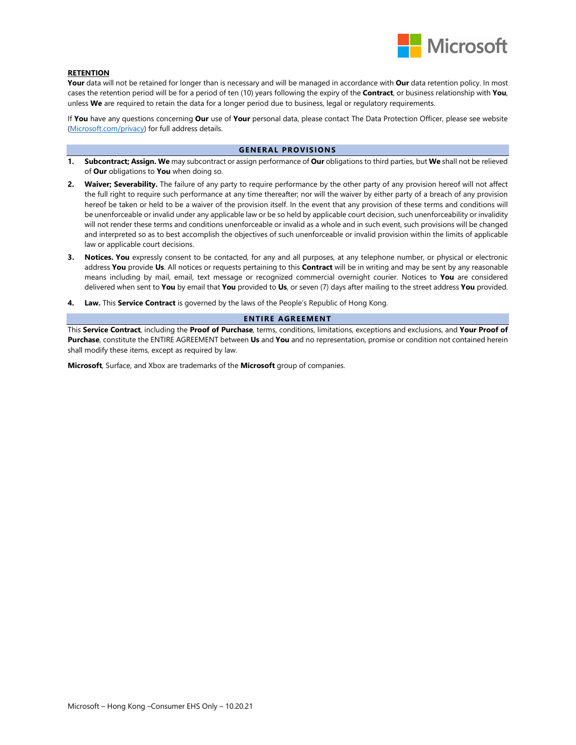**RETENTION**

**Your** data will not be retained for longer than is necessary and will be managed in accordance with **Our** data retention policy. In most cases the retention period will be for a period of ten (10) years following the expiry of the **Contract**, or business relationship with **You**, unless **We** are required to retain the data for a longer period due to business, legal or regulatory requirements.

If **You** have any questions concerning **Our** use of **Your** personal data, please contact The Data Protection Officer, please see website (Microsoft.com/privacy) for full address details.

## GENERAL PROVISIONS

1. **Subcontract; Assign. We** may subcontract or assign performance of **Our** obligations to third parties, but **We** shall not be relieved of **Our** obligations to **You** when doing so.
2. **Waiver; Severability.** The failure of any party to require performance by the other party of any provision hereof will not affect the full right to require such performance at any time thereafter; nor will the waiver by either party of a breach of any provision hereof be taken or held to be a waiver of the provision itself. In the event that any provision of these terms and conditions will be unenforceable or invalid under any applicable law or be so held by applicable court decision, such unenforceability or invalidity will not render these terms and conditions unenforceable or invalid as a whole and in such event, such provisions will be changed and interpreted so as to best accomplish the objectives of such unenforceable or invalid provision within the limits of applicable law or applicable court decisions.
3. **Notices. You** expressly consent to be contacted, for any and all purposes, at any telephone number, or physical or electronic address **You** provide **Us**. All notices or requests pertaining to this **Contract** will be in writing and may be sent by any reasonable means including by mail, email, text message or recognized commercial overnight courier. Notices to **You** are considered delivered when sent to **You** by email that **You** provided to **Us**, or seven (7) days after mailing to the street address **You** provided.
4. **Law.** This **Service Contract** is governed by the laws of the People's Republic of Hong Kong.

## ENTIRE AGREEMENT

This **Service Contract**, including the **Proof of Purchase**, terms, conditions, limitations, exceptions and exclusions, and **Your Proof of Purchase**, constitute the ENTIRE AGREEMENT between **Us** and **You** and no representation, promise or condition not contained herein shall modify these items, except as required by law.

**Microsoft**, Surface, and Xbox are trademarks of the **Microsoft** group of companies.